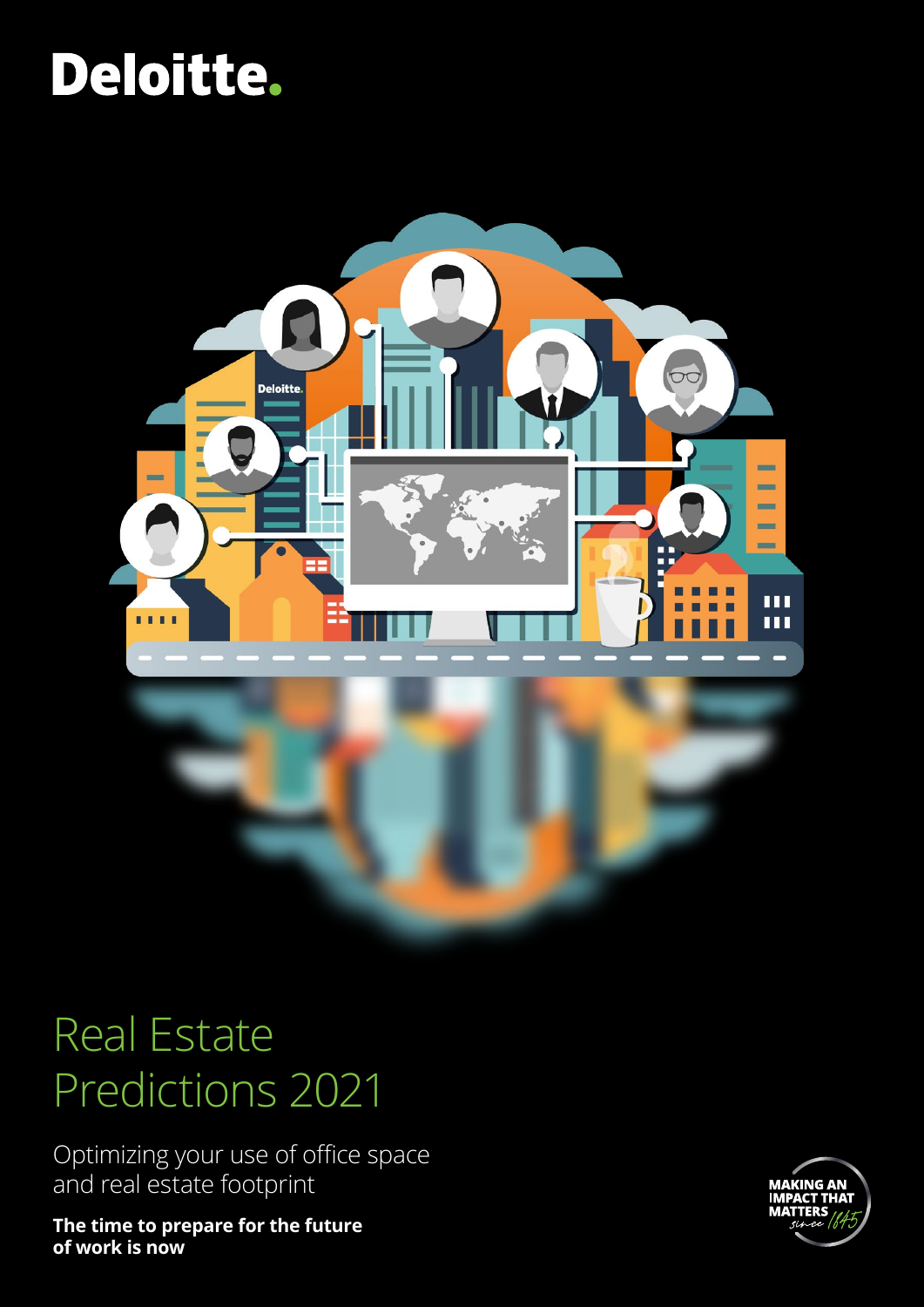Deloitte.

# Real Estate Predictions 2021

Optimizing your use of office space and real estate footprint

**The time to prepare for the future of work is now**

MAKING AN IMPACT THAT MATTERS since 1845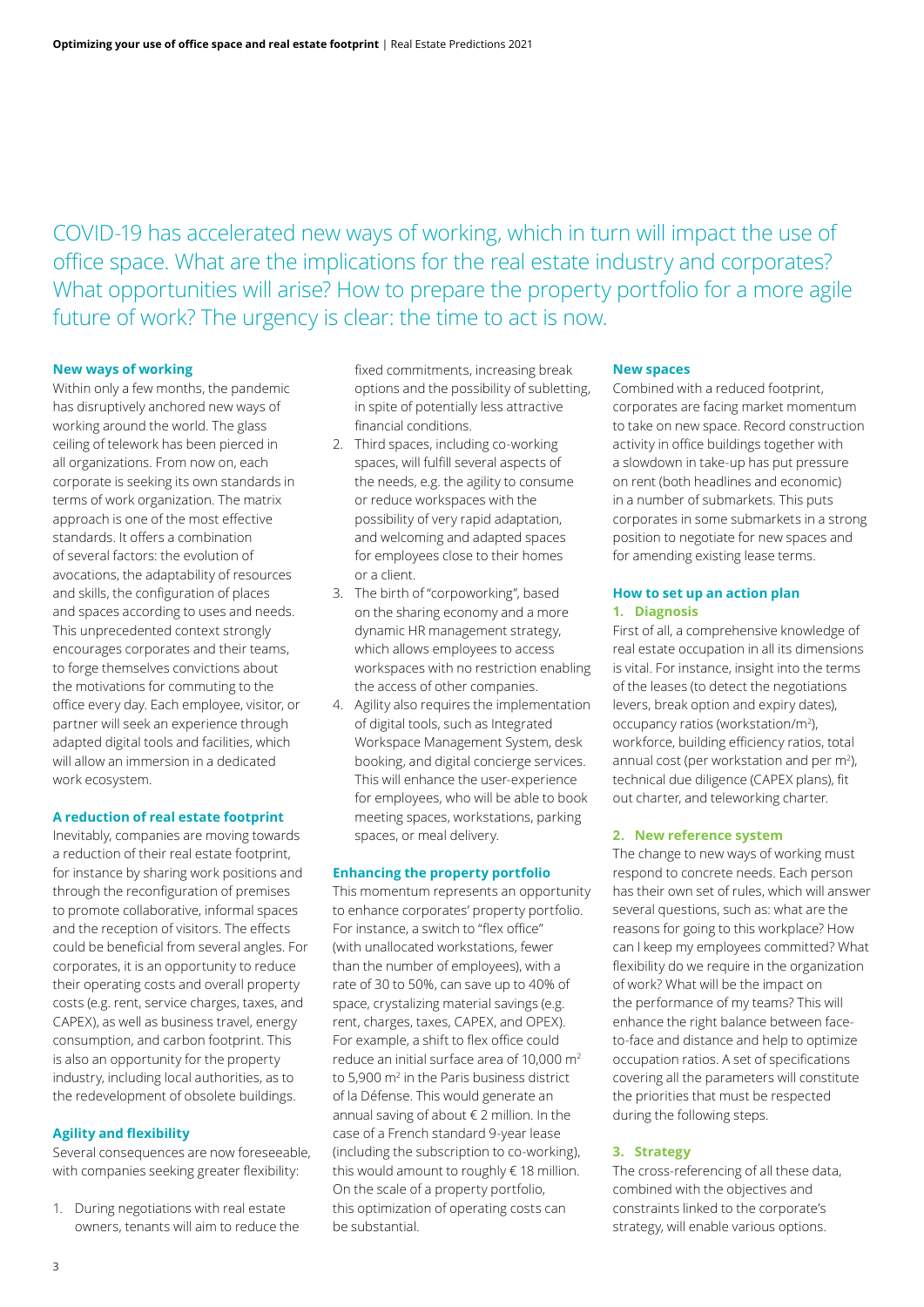COVID-19 has accelerated new ways of working, which in turn will impact the use of office space. What are the implications for the real estate industry and corporates? What opportunities will arise? How to prepare the property portfolio for a more agile future of work? The urgency is clear: the time to act is now.

### New ways of working

Within only a few months, the pandemic has disruptively anchored new ways of working around the world. The glass ceiling of telework has been pierced in all organizations. From now on, each corporate is seeking its own standards in terms of work organization. The matrix approach is one of the most effective standards. It offers a combination of several factors: the evolution of avocations, the adaptability of resources and skills, the configuration of places and spaces according to uses and needs. This unprecedented context strongly encourages corporates and their teams, to forge themselves convictions about the motivations for commuting to the office every day. Each employee, visitor, or partner will seek an experience through adapted digital tools and facilities, which will allow an immersion in a dedicated work ecosystem.

### A reduction of real estate footprint

Inevitably, companies are moving towards a reduction of their real estate footprint, for instance by sharing work positions and through the reconfiguration of premises to promote collaborative, informal spaces and the reception of visitors. The effects could be beneficial from several angles. For corporates, it is an opportunity to reduce their operating costs and overall property costs (e.g. rent, service charges, taxes, and CAPEX), as well as business travel, energy consumption, and carbon footprint. This is also an opportunity for the property industry, including local authorities, as to the redevelopment of obsolete buildings.

### Agility and flexibility

Several consequences are now foreseeable, with companies seeking greater flexibility:

1. During negotiations with real estate owners, tenants will aim to reduce the fixed commitments, increasing break options and the possibility of subletting, in spite of potentially less attractive financial conditions.
2. Third spaces, including co-working spaces, will fulfill several aspects of the needs, e.g. the agility to consume or reduce workspaces with the possibility of very rapid adaptation, and welcoming and adapted spaces for employees close to their homes or a client.
3. The birth of "corpoworking", based on the sharing economy and a more dynamic HR management strategy, which allows employees to access workspaces with no restriction enabling the access of other companies.
4. Agility also requires the implementation of digital tools, such as Integrated Workspace Management System, desk booking, and digital concierge services. This will enhance the user-experience for employees, who will be able to book meeting spaces, workstations, parking spaces, or meal delivery.

### Enhancing the property portfolio

This momentum represents an opportunity to enhance corporates' property portfolio. For instance, a switch to "flex office" (with unallocated workstations, fewer than the number of employees), with a rate of 30 to 50%, can save up to 40% of space, crystalizing material savings (e.g. rent, charges, taxes, CAPEX, and OPEX). For example, a shift to flex office could reduce an initial surface area of 10,000 m$^2$ to 5,900 m$^2$ in the Paris business district of la Défense. This would generate an annual saving of about € 2 million. In the case of a French standard 9-year lease (including the subscription to co-working), this would amount to roughly € 18 million. On the scale of a property portfolio, this optimization of operating costs can be substantial.

### New spaces

Combined with a reduced footprint, corporates are facing market momentum to take on new space. Record construction activity in office buildings together with a slowdown in take-up has put pressure on rent (both headlines and economic) in a number of submarkets. This puts corporates in some submarkets in a strong position to negotiate for new spaces and for amending existing lease terms.

### How to set up an action plan

#### 1. Diagnosis

First of all, a comprehensive knowledge of real estate occupation in all its dimensions is vital. For instance, insight into the terms of the leases (to detect the negotiations levers, break option and expiry dates), occupancy ratios (workstation/m$^2$), workforce, building efficiency ratios, total annual cost (per workstation and per m$^2$), technical due diligence (CAPEX plans), fit out charter, and teleworking charter.

#### 2. New reference system

The change to new ways of working must respond to concrete needs. Each person has their own set of rules, which will answer several questions, such as: what are the reasons for going to this workplace? How can I keep my employees committed? What flexibility do we require in the organization of work? What will be the impact on the performance of my teams? This will enhance the right balance between face-to-face and distance and help to optimize occupation ratios. A set of specifications covering all the parameters will constitute the priorities that must be respected during the following steps.

#### 3. Strategy

The cross-referencing of all these data, combined with the objectives and constraints linked to the corporate's strategy, will enable various options.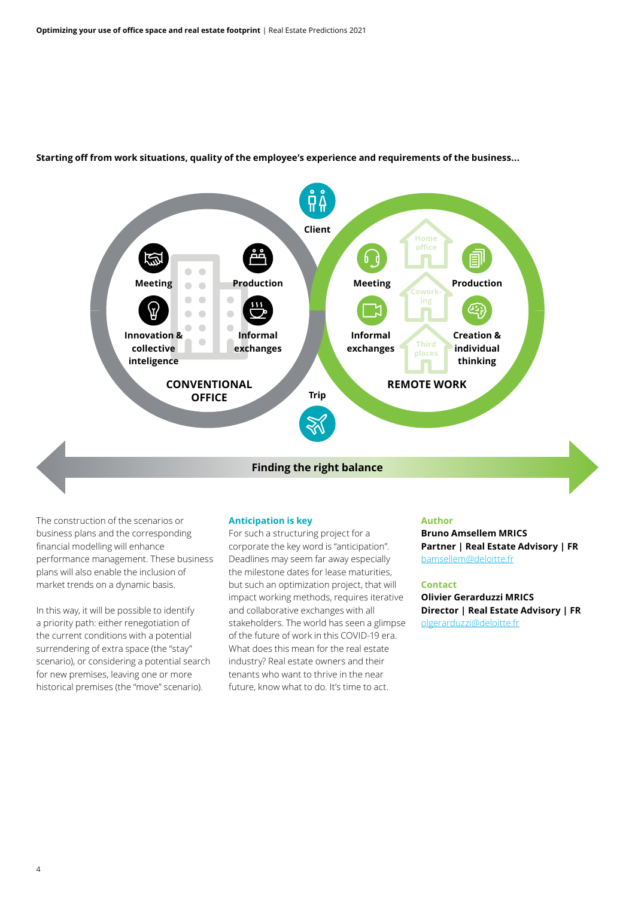**Starting off from work situations, quality of the employee's experience and requirements of the business...**

Client

Meeting

Production

Innovation & collective inteligence

Informal exchanges

CONVENTIONAL OFFICE

Home office

Cowork-ing

Third places

Meeting

Production

Informal exchanges

Creation & individual thinking

REMOTE WORK

Trip

**Finding the right balance**

The construction of the scenarios or business plans and the corresponding financial modelling will enhance performance management. These business plans will also enable the inclusion of market trends on a dynamic basis.

In this way, it will be possible to identify a priority path: either renegotiation of the current conditions with a potential surrendering of extra space (the "stay" scenario), or considering a potential search for new premises, leaving one or more historical premises (the "move" scenario).

### Anticipation is key

For such a structuring project for a corporate the key word is "anticipation". Deadlines may seem far away especially the milestone dates for lease maturities, but such an optimization project, that will impact working methods, requires iterative and collaborative exchanges with all stakeholders. The world has seen a glimpse of the future of work in this COVID-19 era. What does this mean for the real estate industry? Real estate owners and their tenants who want to thrive in the near future, know what to do. It's time to act.

### Author

**Bruno Amsellem MRICS**
**Partner | Real Estate Advisory | FR**
bamsellem@deloitte.fr

### Contact

**Olivier Gerarduzzi MRICS**
**Director | Real Estate Advisory | FR**
olgerarduzzi@deloitte.fr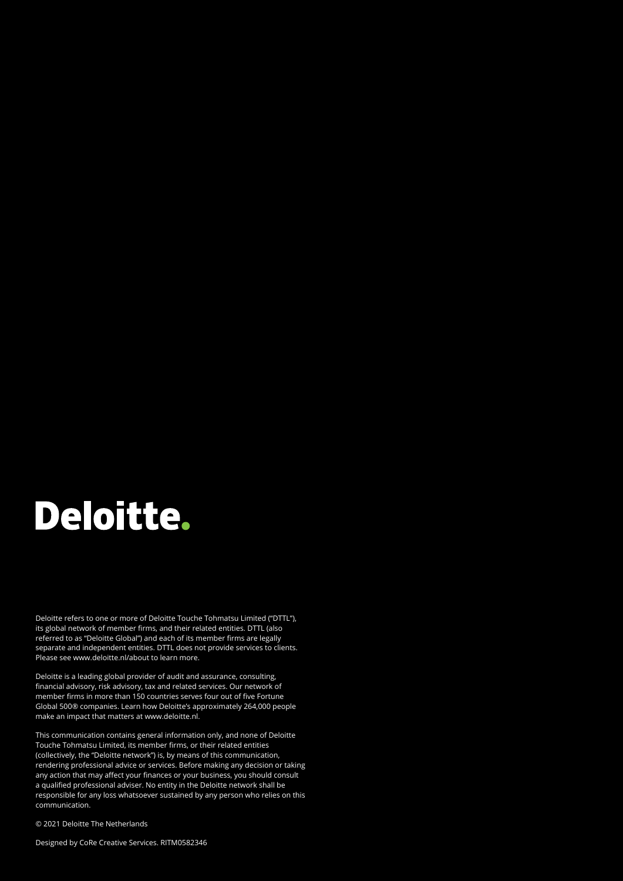# Deloitte.

Deloitte refers to one or more of Deloitte Touche Tohmatsu Limited ("DTTL"), its global network of member firms, and their related entities. DTTL (also referred to as "Deloitte Global") and each of its member firms are legally separate and independent entities. DTTL does not provide services to clients. Please see www.deloitte.nl/about to learn more.

Deloitte is a leading global provider of audit and assurance, consulting, financial advisory, risk advisory, tax and related services. Our network of member firms in more than 150 countries serves four out of five Fortune Global 500® companies. Learn how Deloitte's approximately 264,000 people make an impact that matters at www.deloitte.nl.

This communication contains general information only, and none of Deloitte Touche Tohmatsu Limited, its member firms, or their related entities (collectively, the "Deloitte network") is, by means of this communication, rendering professional advice or services. Before making any decision or taking any action that may affect your finances or your business, you should consult a qualified professional adviser. No entity in the Deloitte network shall be responsible for any loss whatsoever sustained by any person who relies on this communication.

© 2021 Deloitte The Netherlands

Designed by CoRe Creative Services. RITM0582346